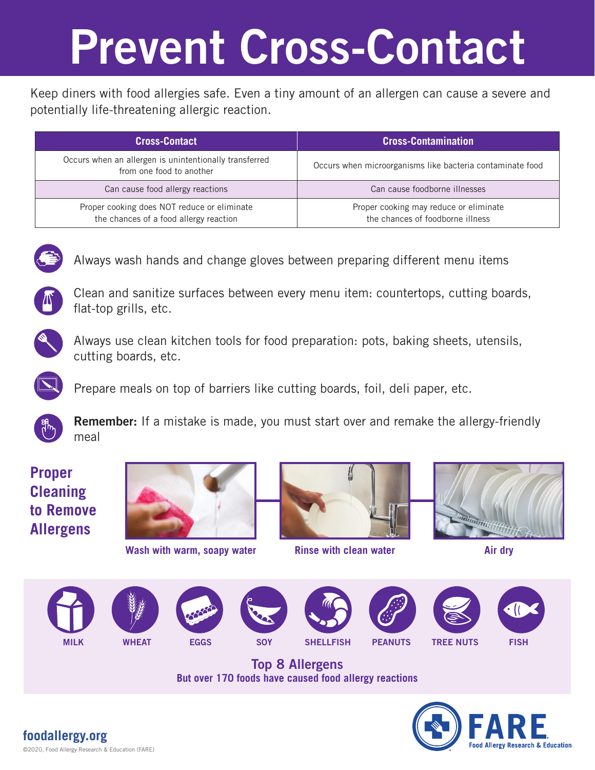# Prevent Cross-Contact

Keep diners with food allergies safe. Even a tiny amount of an allergen can cause a severe and potentially life-threatening allergic reaction.

| Cross-Contact | Cross-Contamination |
| --- | --- |
| Occurs when an allergen is unintentionally transferred from one food to another | Occurs when microorganisms like bacteria contaminate food |
| Can cause food allergy reactions | Can cause foodborne illnesses |
| Proper cooking does NOT reduce or eliminate the chances of a food allergy reaction | Proper cooking may reduce or eliminate the chances of foodborne illness |

- Always wash hands and change gloves between preparing different menu items
- Clean and sanitize surfaces between every menu item: countertops, cutting boards, flat-top grills, etc.
- Always use clean kitchen tools for food preparation: pots, baking sheets, utensils, cutting boards, etc.
- Prepare meals on top of barriers like cutting boards, foil, deli paper, etc.
- **Remember:** If a mistake is made, you must start over and remake the allergy-friendly meal

## Proper Cleaning to Remove Allergens

Wash with warm, soapy water

Rinse with clean water

Air dry

MILK WHEAT EGGS SOY SHELLFISH PEANUTS TREE NUTS FISH

**Top 8 Allergens**

**But over 170 foods have caused food allergy reactions**

foodallergy.org

©2020, Food Allergy Research & Education (FARE)

FARE Food Allergy Research & Education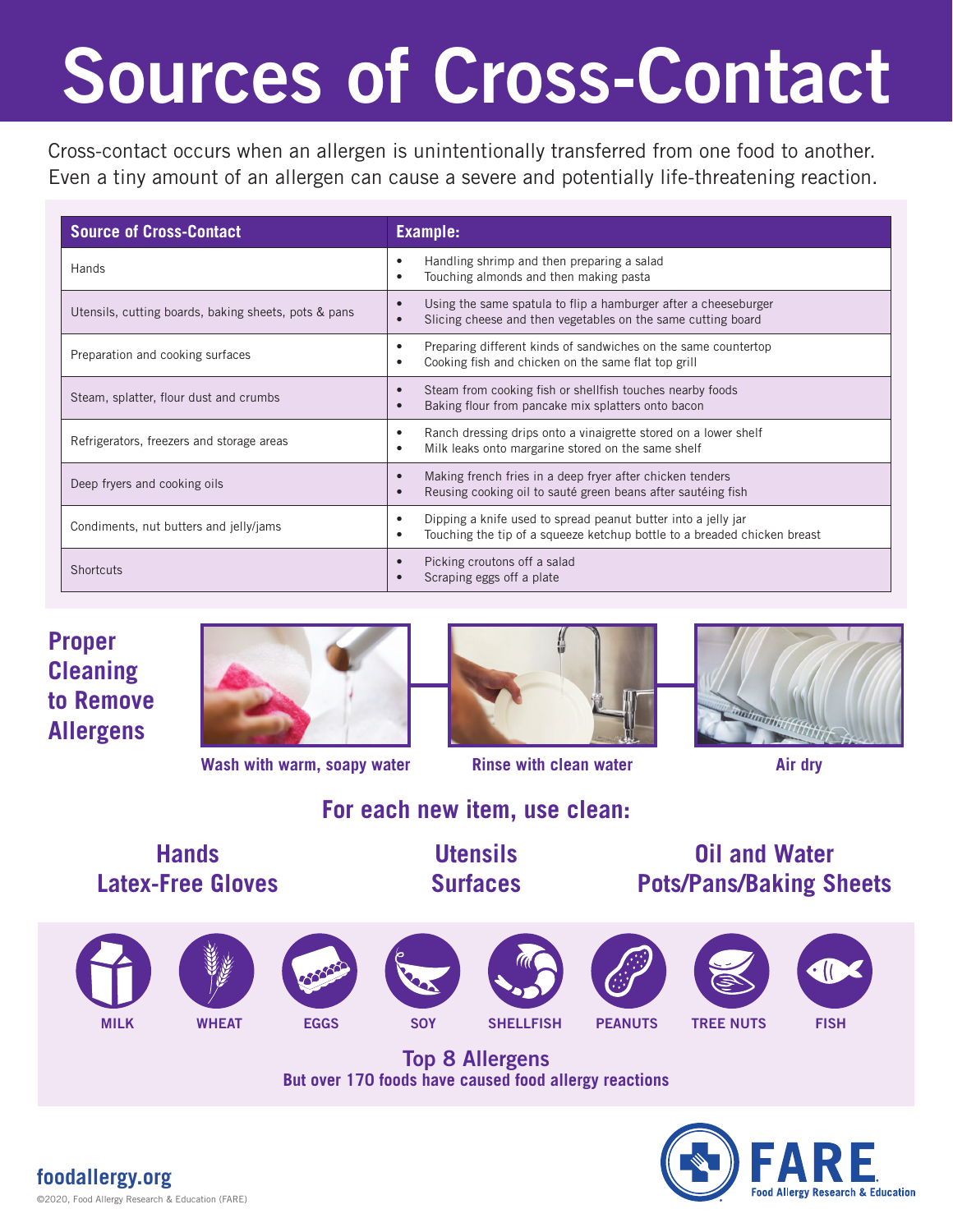# Sources of Cross-Contact

Cross-contact occurs when an allergen is unintentionally transferred from one food to another. Even a tiny amount of an allergen can cause a severe and potentially life-threatening reaction.

| Source of Cross-Contact | Example: |
| --- | --- |
| Hands | • Handling shrimp and then preparing a salad<br>• Touching almonds and then making pasta |
| Utensils, cutting boards, baking sheets, pots & pans | • Using the same spatula to flip a hamburger after a cheeseburger<br>• Slicing cheese and then vegetables on the same cutting board |
| Preparation and cooking surfaces | • Preparing different kinds of sandwiches on the same countertop<br>• Cooking fish and chicken on the same flat top grill |
| Steam, splatter, flour dust and crumbs | • Steam from cooking fish or shellfish touches nearby foods<br>• Baking flour from pancake mix splatters onto bacon |
| Refrigerators, freezers and storage areas | • Ranch dressing drips onto a vinaigrette stored on a lower shelf<br>• Milk leaks onto margarine stored on the same shelf |
| Deep fryers and cooking oils | • Making french fries in a deep fryer after chicken tenders<br>• Reusing cooking oil to sauté green beans after sautéing fish |
| Condiments, nut butters and jelly/jams | • Dipping a knife used to spread peanut butter into a jelly jar<br>• Touching the tip of a squeeze ketchup bottle to a breaded chicken breast |
| Shortcuts | • Picking croutons off a salad<br>• Scraping eggs off a plate |

## Proper Cleaning to Remove Allergens

Wash with warm, soapy water

Rinse with clean water

Air dry

### For each new item, use clean:

**Hands**
**Latex-Free Gloves**

**Utensils**
**Surfaces**

**Oil and Water**
**Pots/Pans/Baking Sheets**

MILK WHEAT EGGS SOY SHELLFISH PEANUTS TREE NUTS FISH

**Top 8 Allergens**

**But over 170 foods have caused food allergy reactions**

foodallergy.org

©2020, Food Allergy Research & Education (FARE)

FARE Food Allergy Research & Education